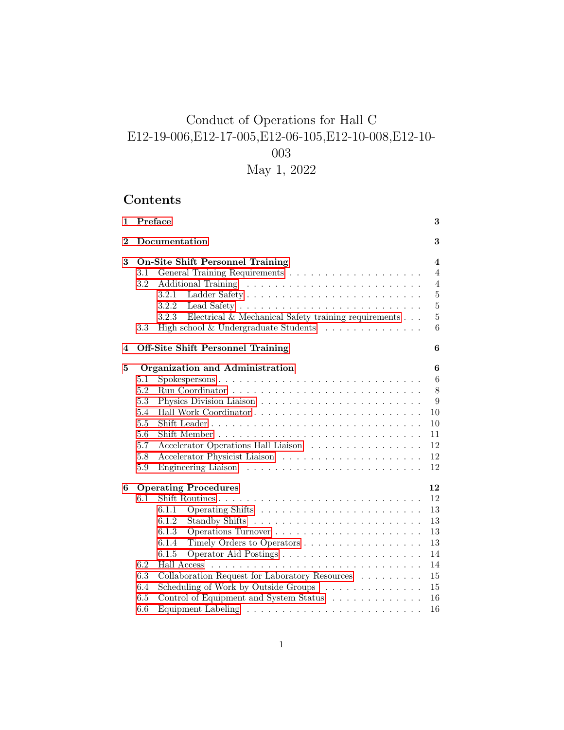# Conduct of Operations for Hall C
# E12-19-006,E12-17-005,E12-06-105,E12-10-008,E12-10-003

May 1, 2022

## Contents

- **1 Preface** — 3
- **2 Documentation** — 3
- **3 On-Site Shift Personnel Training** — 4
  - 3.1 General Training Requirements — 4
  - 3.2 Additional Training — 4
    - 3.2.1 Ladder Safety — 5
    - 3.2.2 Lead Safety — 5
    - 3.2.3 Electrical & Mechanical Safety training requirements — 5
  - 3.3 High school & Undergraduate Students — 6
- **4 Off-Site Shift Personnel Training** — 6
- **5 Organization and Administration** — 6
  - 5.1 Spokespersons — 6
  - 5.2 Run Coordinator — 8
  - 5.3 Physics Division Liaison — 9
  - 5.4 Hall Work Coordinator — 10
  - 5.5 Shift Leader — 10
  - 5.6 Shift Member — 11
  - 5.7 Accelerator Operations Hall Liaison — 12
  - 5.8 Accelerator Physicist Liaison — 12
  - 5.9 Engineering Liaison — 12
- **6 Operating Procedures** — 12
  - 6.1 Shift Routines — 12
    - 6.1.1 Operating Shifts — 13
    - 6.1.2 Standby Shifts — 13
    - 6.1.3 Operations Turnover — 13
    - 6.1.4 Timely Orders to Operators — 13
    - 6.1.5 Operator Aid Postings — 14
  - 6.2 Hall Access — 14
  - 6.3 Collaboration Request for Laboratory Resources — 15
  - 6.4 Scheduling of Work by Outside Groups — 15
  - 6.5 Control of Equipment and System Status — 16
  - 6.6 Equipment Labeling — 16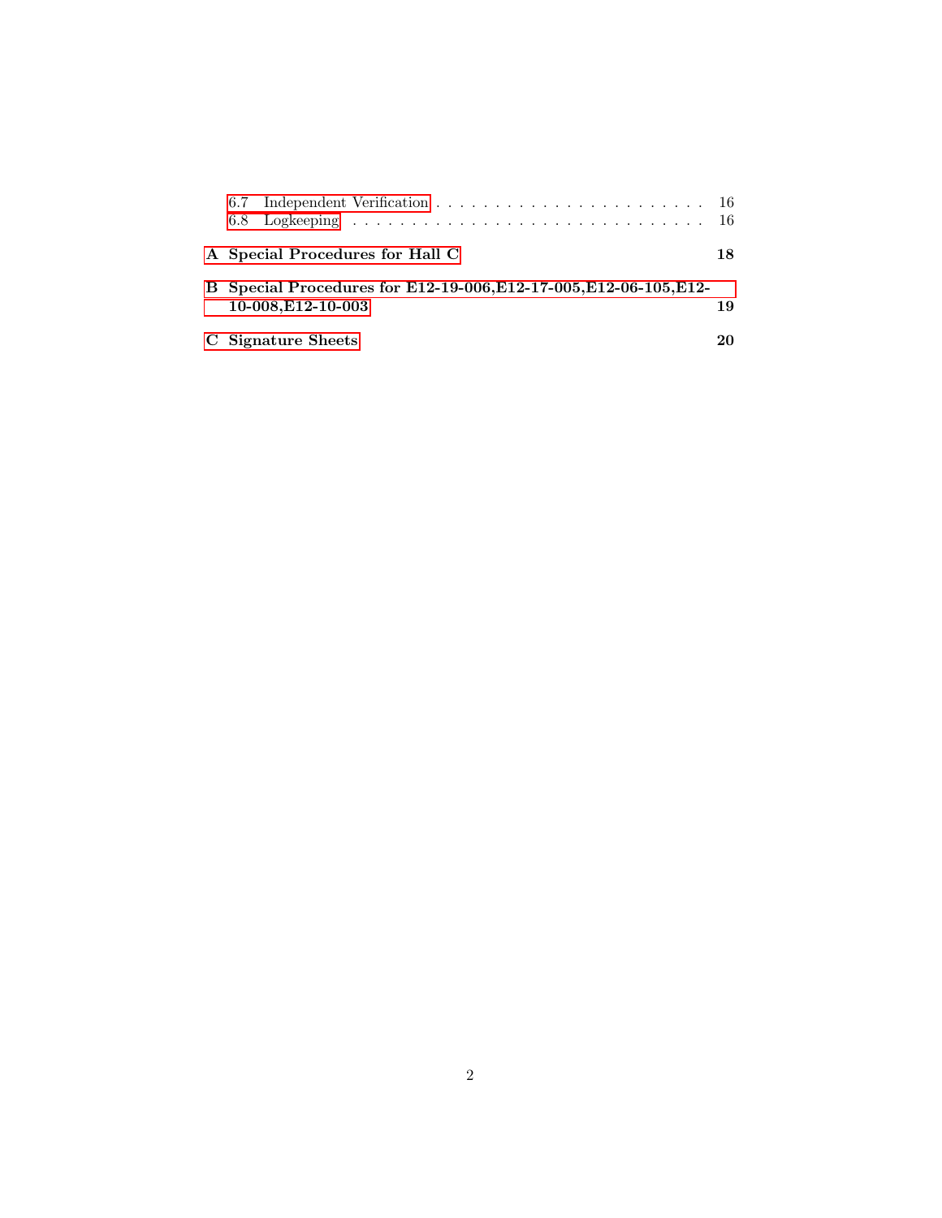6.7 Independent Verification . . . . . . . . . . . . . . . . . . . . . . . . 16
6.8 Logkeeping . . . . . . . . . . . . . . . . . . . . . . . . . . . . . . . 16

**A Special Procedures for Hall C** **18**

**B Special Procedures for E12-19-006,E12-17-005,E12-06-105,E12-10-008,E12-10-003** **19**

**C Signature Sheets** **20**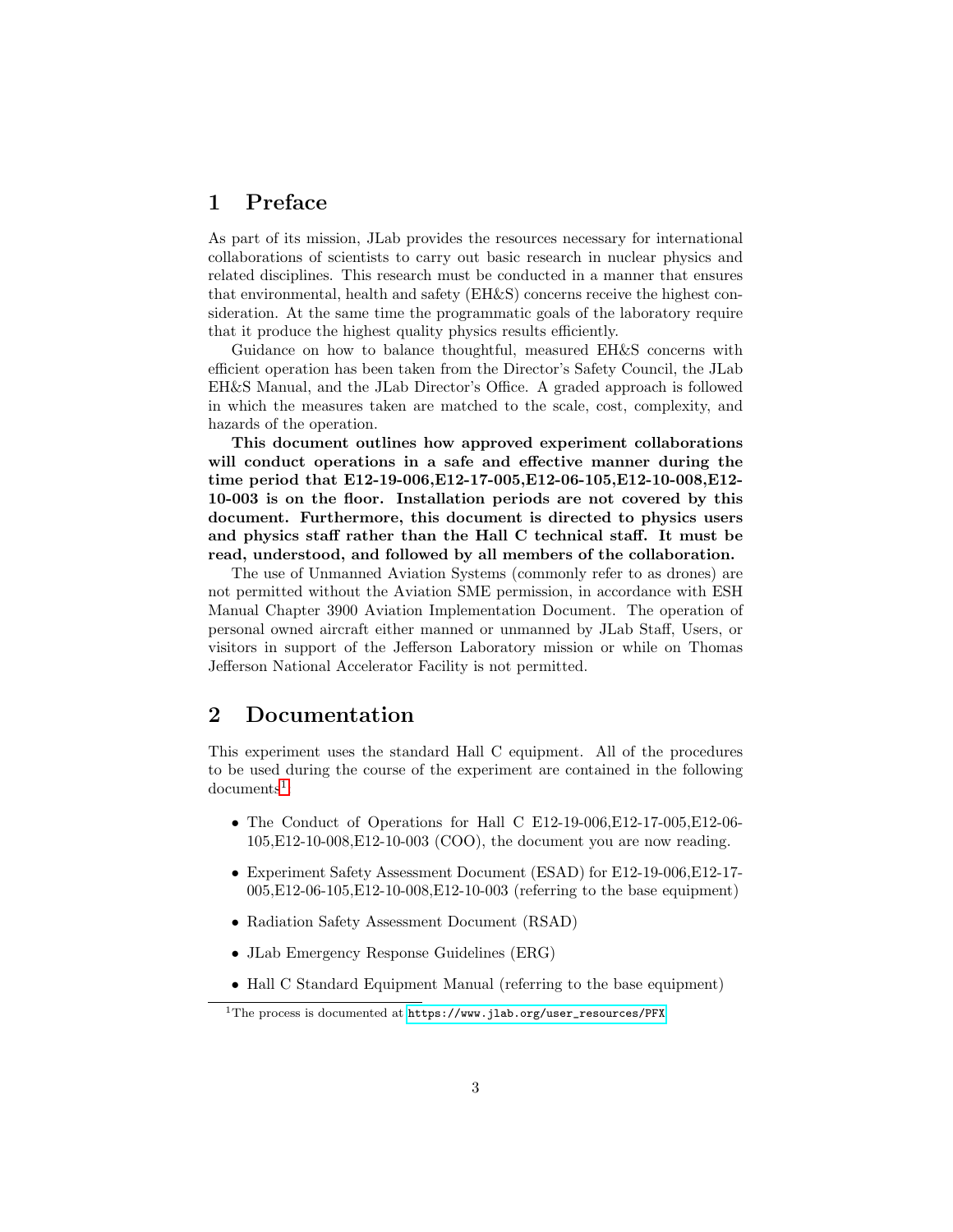# 1 Preface

As part of its mission, JLab provides the resources necessary for international collaborations of scientists to carry out basic research in nuclear physics and related disciplines. This research must be conducted in a manner that ensures that environmental, health and safety (EH&S) concerns receive the highest consideration. At the same time the programmatic goals of the laboratory require that it produce the highest quality physics results efficiently.

Guidance on how to balance thoughtful, measured EH&S concerns with efficient operation has been taken from the Director's Safety Council, the JLab EH&S Manual, and the JLab Director's Office. A graded approach is followed in which the measures taken are matched to the scale, cost, complexity, and hazards of the operation.

**This document outlines how approved experiment collaborations will conduct operations in a safe and effective manner during the time period that E12-19-006,E12-17-005,E12-06-105,E12-10-008,E12-10-003 is on the floor. Installation periods are not covered by this document. Furthermore, this document is directed to physics users and physics staff rather than the Hall C technical staff. It must be read, understood, and followed by all members of the collaboration.**

The use of Unmanned Aviation Systems (commonly refer to as drones) are not permitted without the Aviation SME permission, in accordance with ESH Manual Chapter 3900 Aviation Implementation Document. The operation of personal owned aircraft either manned or unmanned by JLab Staff, Users, or visitors in support of the Jefferson Laboratory mission or while on Thomas Jefferson National Accelerator Facility is not permitted.

# 2 Documentation

This experiment uses the standard Hall C equipment. All of the procedures to be used during the course of the experiment are contained in the following documents[1]

- The Conduct of Operations for Hall C E12-19-006,E12-17-005,E12-06-105,E12-10-008,E12-10-003 (COO), the document you are now reading.
- Experiment Safety Assessment Document (ESAD) for E12-19-006,E12-17-005,E12-06-105,E12-10-008,E12-10-003 (referring to the base equipment)
- Radiation Safety Assessment Document (RSAD)
- JLab Emergency Response Guidelines (ERG)
- Hall C Standard Equipment Manual (referring to the base equipment)

[1] The process is documented at https://www.jlab.org/user_resources/PFX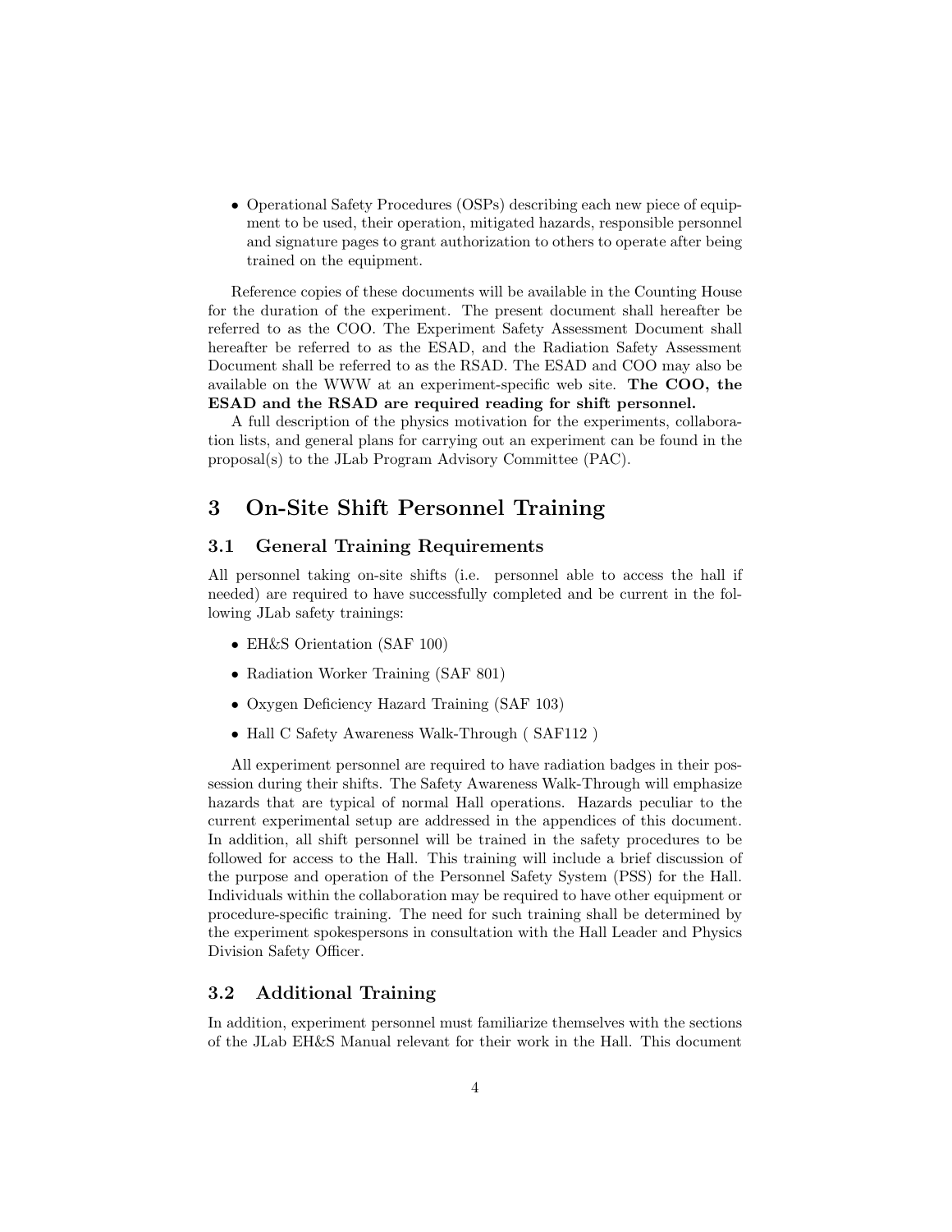- Operational Safety Procedures (OSPs) describing each new piece of equipment to be used, their operation, mitigated hazards, responsible personnel and signature pages to grant authorization to others to operate after being trained on the equipment.

Reference copies of these documents will be available in the Counting House for the duration of the experiment. The present document shall hereafter be referred to as the COO. The Experiment Safety Assessment Document shall hereafter be referred to as the ESAD, and the Radiation Safety Assessment Document shall be referred to as the RSAD. The ESAD and COO may also be available on the WWW at an experiment-specific web site. **The COO, the ESAD and the RSAD are required reading for shift personnel.**

A full description of the physics motivation for the experiments, collaboration lists, and general plans for carrying out an experiment can be found in the proposal(s) to the JLab Program Advisory Committee (PAC).

# 3 On-Site Shift Personnel Training

## 3.1 General Training Requirements

All personnel taking on-site shifts (i.e. personnel able to access the hall if needed) are required to have successfully completed and be current in the following JLab safety trainings:

- EH&S Orientation (SAF 100)
- Radiation Worker Training (SAF 801)
- Oxygen Deficiency Hazard Training (SAF 103)
- Hall C Safety Awareness Walk-Through ( SAF112 )

All experiment personnel are required to have radiation badges in their possession during their shifts. The Safety Awareness Walk-Through will emphasize hazards that are typical of normal Hall operations. Hazards peculiar to the current experimental setup are addressed in the appendices of this document. In addition, all shift personnel will be trained in the safety procedures to be followed for access to the Hall. This training will include a brief discussion of the purpose and operation of the Personnel Safety System (PSS) for the Hall. Individuals within the collaboration may be required to have other equipment or procedure-specific training. The need for such training shall be determined by the experiment spokespersons in consultation with the Hall Leader and Physics Division Safety Officer.

## 3.2 Additional Training

In addition, experiment personnel must familiarize themselves with the sections of the JLab EH&S Manual relevant for their work in the Hall. This document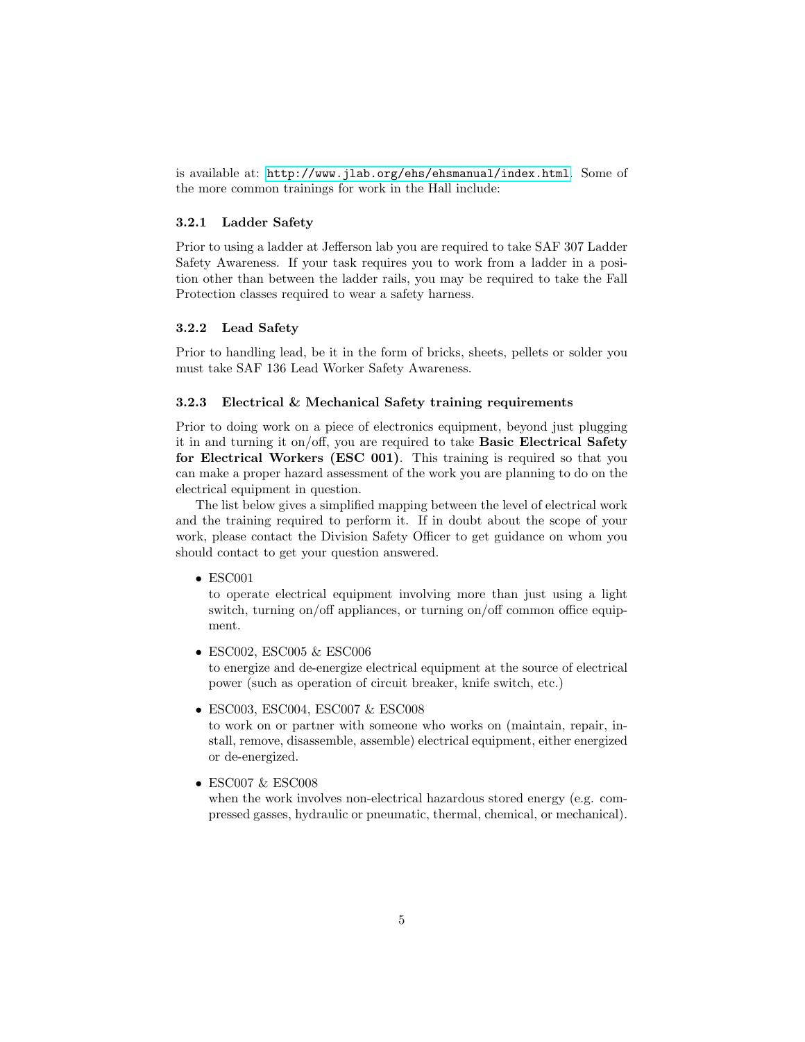is available at: http://www.jlab.org/ehs/ehsmanual/index.html. Some of the more common trainings for work in the Hall include:

### 3.2.1 Ladder Safety

Prior to using a ladder at Jefferson lab you are required to take SAF 307 Ladder Safety Awareness. If your task requires you to work from a ladder in a position other than between the ladder rails, you may be required to take the Fall Protection classes required to wear a safety harness.

### 3.2.2 Lead Safety

Prior to handling lead, be it in the form of bricks, sheets, pellets or solder you must take SAF 136 Lead Worker Safety Awareness.

### 3.2.3 Electrical & Mechanical Safety training requirements

Prior to doing work on a piece of electronics equipment, beyond just plugging it in and turning it on/off, you are required to take **Basic Electrical Safety for Electrical Workers (ESC 001)**. This training is required so that you can make a proper hazard assessment of the work you are planning to do on the electrical equipment in question.

The list below gives a simplified mapping between the level of electrical work and the training required to perform it. If in doubt about the scope of your work, please contact the Division Safety Officer to get guidance on whom you should contact to get your question answered.

- ESC001
  to operate electrical equipment involving more than just using a light switch, turning on/off appliances, or turning on/off common office equipment.

- ESC002, ESC005 & ESC006
  to energize and de-energize electrical equipment at the source of electrical power (such as operation of circuit breaker, knife switch, etc.)

- ESC003, ESC004, ESC007 & ESC008
  to work on or partner with someone who works on (maintain, repair, install, remove, disassemble, assemble) electrical equipment, either energized or de-energized.

- ESC007 & ESC008
  when the work involves non-electrical hazardous stored energy (e.g. compressed gasses, hydraulic or pneumatic, thermal, chemical, or mechanical).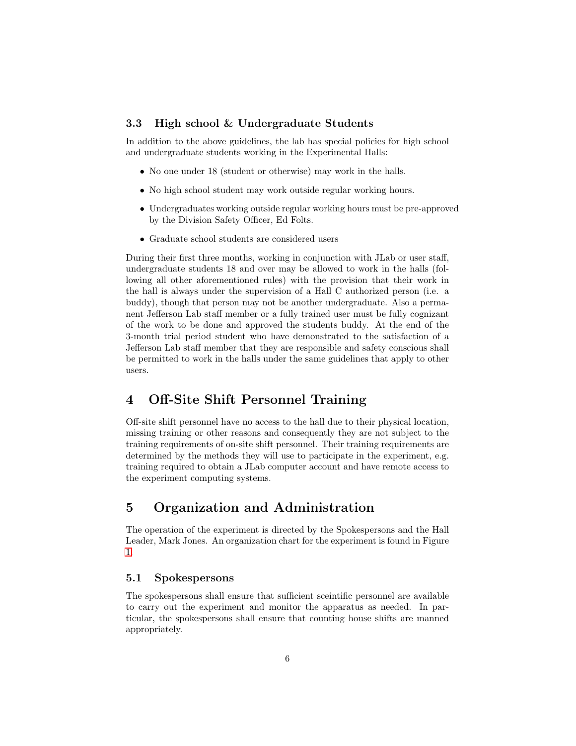### 3.3 High school & Undergraduate Students

In addition to the above guidelines, the lab has special policies for high school and undergraduate students working in the Experimental Halls:

- No one under 18 (student or otherwise) may work in the halls.
- No high school student may work outside regular working hours.
- Undergraduates working outside regular working hours must be pre-approved by the Division Safety Officer, Ed Folts.
- Graduate school students are considered users

During their first three months, working in conjunction with JLab or user staff, undergraduate students 18 and over may be allowed to work in the halls (following all other aforementioned rules) with the provision that their work in the hall is always under the supervision of a Hall C authorized person (i.e. a buddy), though that person may not be another undergraduate. Also a permanent Jefferson Lab staff member or a fully trained user must be fully cognizant of the work to be done and approved the students buddy. At the end of the 3-month trial period student who have demonstrated to the satisfaction of a Jefferson Lab staff member that they are responsible and safety conscious shall be permitted to work in the halls under the same guidelines that apply to other users.

## 4 Off-Site Shift Personnel Training

Off-site shift personnel have no access to the hall due to their physical location, missing training or other reasons and consequently they are not subject to the training requirements of on-site shift personnel. Their training requirements are determined by the methods they will use to participate in the experiment, e.g. training required to obtain a JLab computer account and have remote access to the experiment computing systems.

## 5 Organization and Administration

The operation of the experiment is directed by the Spokespersons and the Hall Leader, Mark Jones. An organization chart for the experiment is found in Figure 1.

### 5.1 Spokespersons

The spokespersons shall ensure that sufficient sceintific personnel are available to carry out the experiment and monitor the apparatus as needed. In particular, the spokespersons shall ensure that counting house shifts are manned appropriately.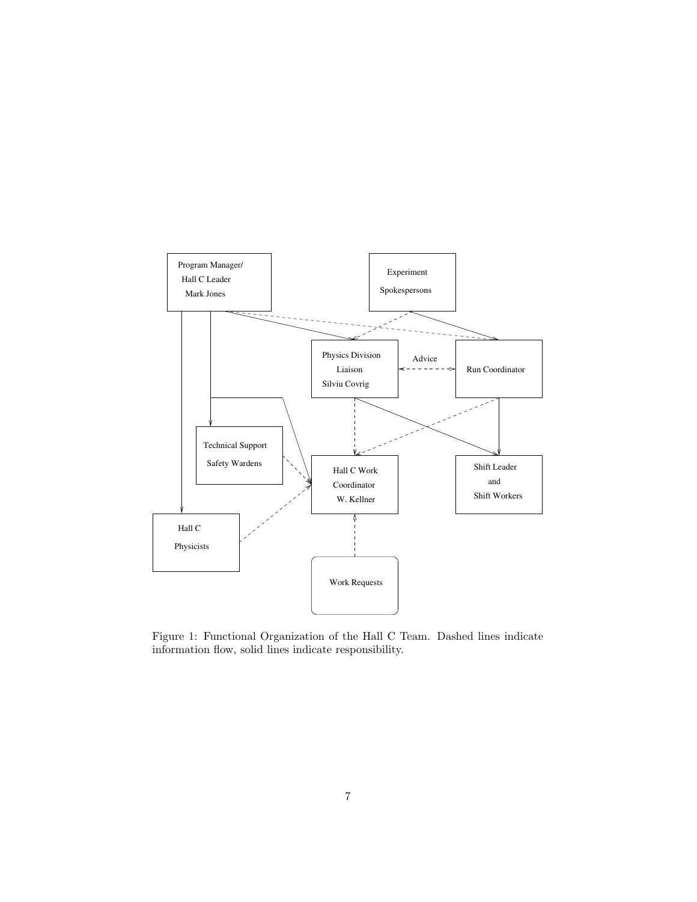Program Manager/
Hall C Leader
Mark Jones

Experiment
Spokespersons

Physics Division
Liaison
Silviu Covrig

Advice

Run Coordinator

Technical Support
Safety Wardens

Hall C Work
Coordinator
W. Kellner

Shift Leader
and
Shift Workers

Hall C
Physicists

Work Requests

Figure 1: Functional Organization of the Hall C Team. Dashed lines indicate information flow, solid lines indicate responsibility.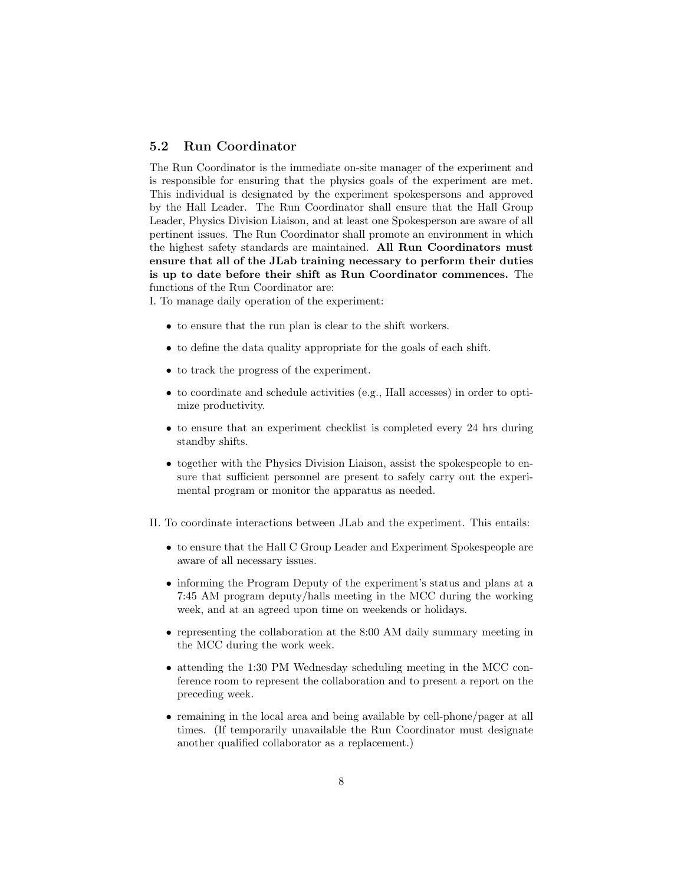### 5.2 Run Coordinator

The Run Coordinator is the immediate on-site manager of the experiment and is responsible for ensuring that the physics goals of the experiment are met. This individual is designated by the experiment spokespersons and approved by the Hall Leader. The Run Coordinator shall ensure that the Hall Group Leader, Physics Division Liaison, and at least one Spokesperson are aware of all pertinent issues. The Run Coordinator shall promote an environment in which the highest safety standards are maintained. **All Run Coordinators must ensure that all of the JLab training necessary to perform their duties is up to date before their shift as Run Coordinator commences.** The functions of the Run Coordinator are:

I. To manage daily operation of the experiment:

- to ensure that the run plan is clear to the shift workers.
- to define the data quality appropriate for the goals of each shift.
- to track the progress of the experiment.
- to coordinate and schedule activities (e.g., Hall accesses) in order to optimize productivity.
- to ensure that an experiment checklist is completed every 24 hrs during standby shifts.
- together with the Physics Division Liaison, assist the spokespeople to ensure that sufficient personnel are present to safely carry out the experimental program or monitor the apparatus as needed.

II. To coordinate interactions between JLab and the experiment. This entails:

- to ensure that the Hall C Group Leader and Experiment Spokespeople are aware of all necessary issues.
- informing the Program Deputy of the experiment's status and plans at a 7:45 AM program deputy/halls meeting in the MCC during the working week, and at an agreed upon time on weekends or holidays.
- representing the collaboration at the 8:00 AM daily summary meeting in the MCC during the work week.
- attending the 1:30 PM Wednesday scheduling meeting in the MCC conference room to represent the collaboration and to present a report on the preceding week.
- remaining in the local area and being available by cell-phone/pager at all times. (If temporarily unavailable the Run Coordinator must designate another qualified collaborator as a replacement.)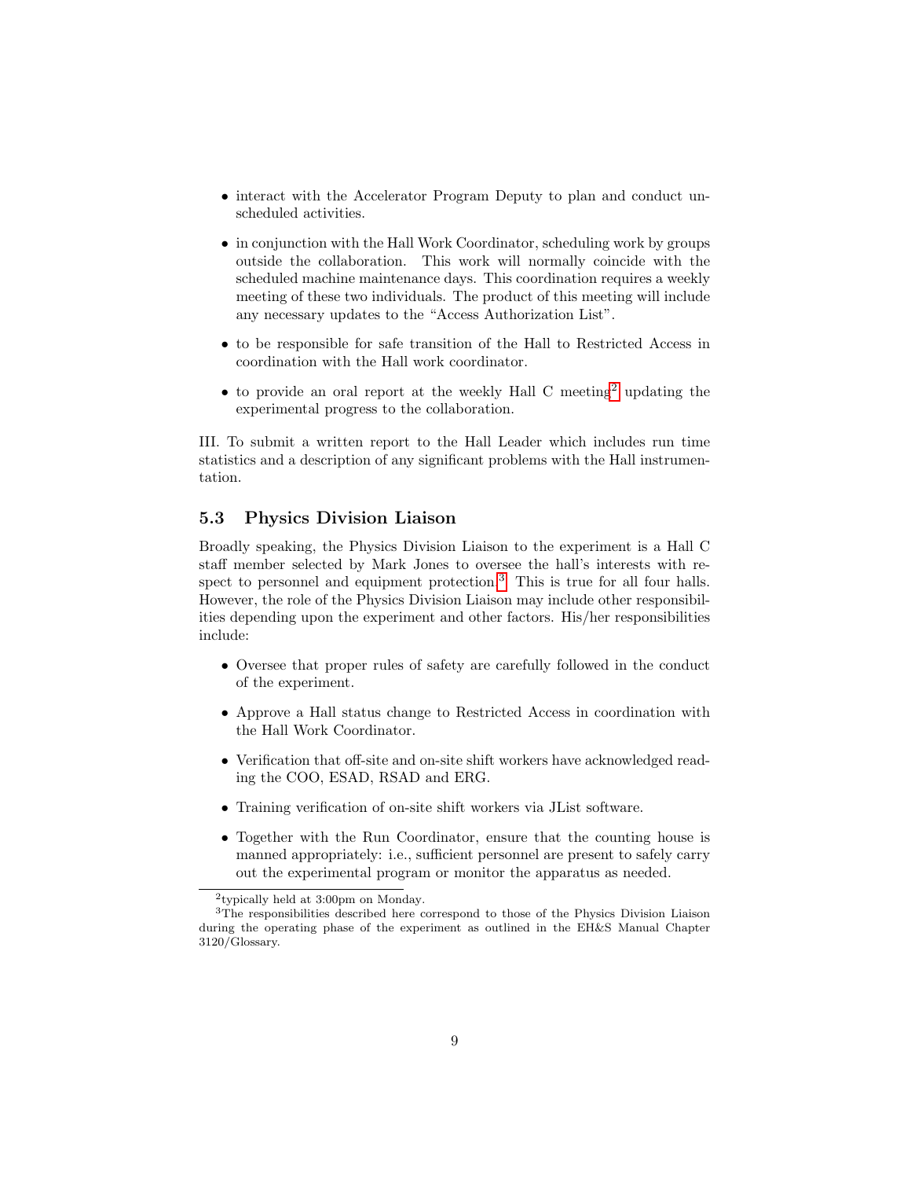- interact with the Accelerator Program Deputy to plan and conduct unscheduled activities.

- in conjunction with the Hall Work Coordinator, scheduling work by groups outside the collaboration. This work will normally coincide with the scheduled machine maintenance days. This coordination requires a weekly meeting of these two individuals. The product of this meeting will include any necessary updates to the "Access Authorization List".

- to be responsible for safe transition of the Hall to Restricted Access in coordination with the Hall work coordinator.

- to provide an oral report at the weekly Hall C meeting[2] updating the experimental progress to the collaboration.

III. To submit a written report to the Hall Leader which includes run time statistics and a description of any significant problems with the Hall instrumentation.

### 5.3 Physics Division Liaison

Broadly speaking, the Physics Division Liaison to the experiment is a Hall C staff member selected by Mark Jones to oversee the hall's interests with respect to personnel and equipment protection.[3] This is true for all four halls. However, the role of the Physics Division Liaison may include other responsibilities depending upon the experiment and other factors. His/her responsibilities include:

- Oversee that proper rules of safety are carefully followed in the conduct of the experiment.

- Approve a Hall status change to Restricted Access in coordination with the Hall Work Coordinator.

- Verification that off-site and on-site shift workers have acknowledged reading the COO, ESAD, RSAD and ERG.

- Training verification of on-site shift workers via JList software.

- Together with the Run Coordinator, ensure that the counting house is manned appropriately: i.e., sufficient personnel are present to safely carry out the experimental program or monitor the apparatus as needed.

---

[2] typically held at 3:00pm on Monday.

[3] The responsibilities described here correspond to those of the Physics Division Liaison during the operating phase of the experiment as outlined in the EH&S Manual Chapter 3120/Glossary.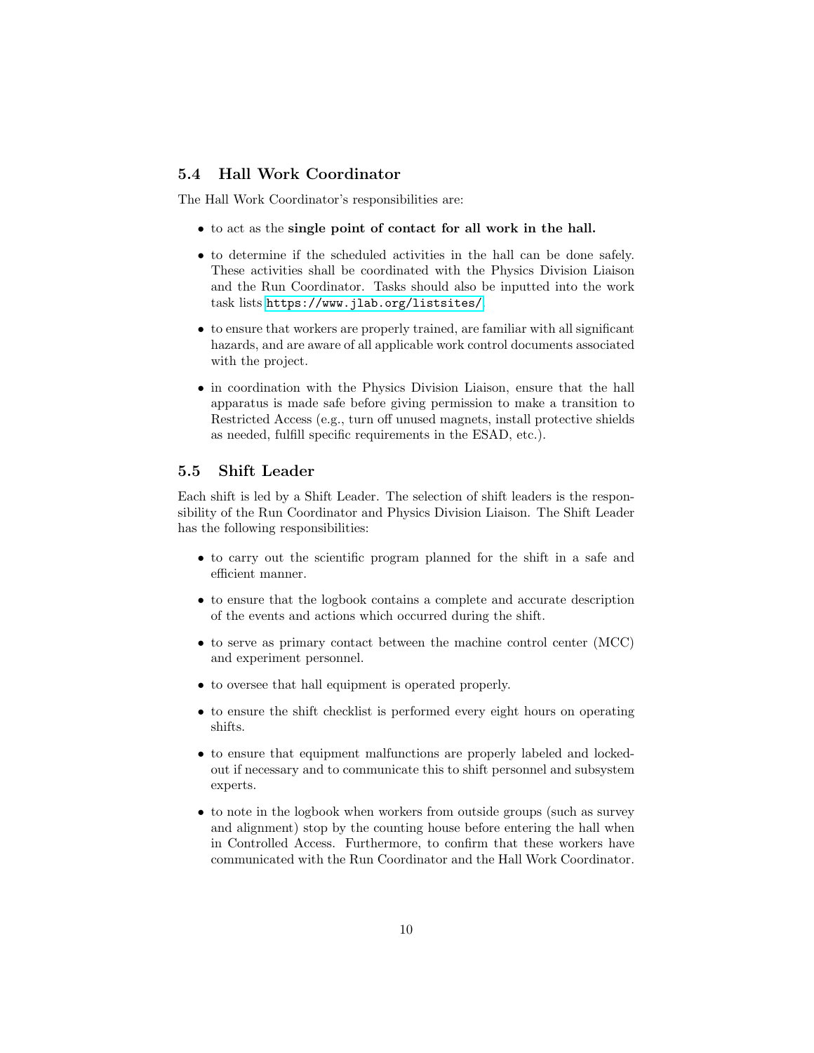### 5.4 Hall Work Coordinator

The Hall Work Coordinator's responsibilities are:

- to act as the **single point of contact for all work in the hall.**
- to determine if the scheduled activities in the hall can be done safely. These activities shall be coordinated with the Physics Division Liaison and the Run Coordinator. Tasks should also be inputted into the work task lists https://www.jlab.org/listsites/.
- to ensure that workers are properly trained, are familiar with all significant hazards, and are aware of all applicable work control documents associated with the project.
- in coordination with the Physics Division Liaison, ensure that the hall apparatus is made safe before giving permission to make a transition to Restricted Access (e.g., turn off unused magnets, install protective shields as needed, fulfill specific requirements in the ESAD, etc.).

### 5.5 Shift Leader

Each shift is led by a Shift Leader. The selection of shift leaders is the responsibility of the Run Coordinator and Physics Division Liaison. The Shift Leader has the following responsibilities:

- to carry out the scientific program planned for the shift in a safe and efficient manner.
- to ensure that the logbook contains a complete and accurate description of the events and actions which occurred during the shift.
- to serve as primary contact between the machine control center (MCC) and experiment personnel.
- to oversee that hall equipment is operated properly.
- to ensure the shift checklist is performed every eight hours on operating shifts.
- to ensure that equipment malfunctions are properly labeled and locked-out if necessary and to communicate this to shift personnel and subsystem experts.
- to note in the logbook when workers from outside groups (such as survey and alignment) stop by the counting house before entering the hall when in Controlled Access. Furthermore, to confirm that these workers have communicated with the Run Coordinator and the Hall Work Coordinator.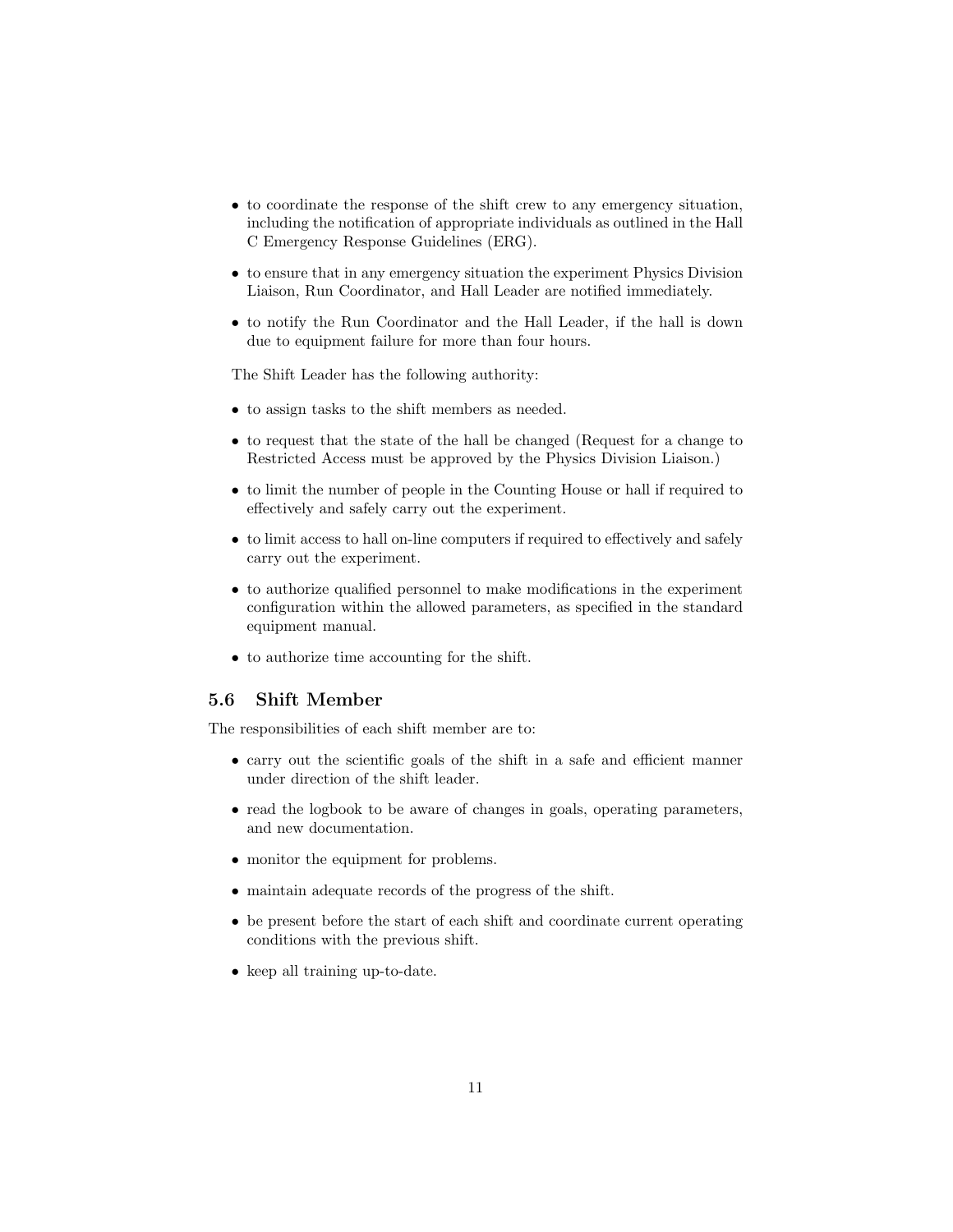- to coordinate the response of the shift crew to any emergency situation, including the notification of appropriate individuals as outlined in the Hall C Emergency Response Guidelines (ERG).
- to ensure that in any emergency situation the experiment Physics Division Liaison, Run Coordinator, and Hall Leader are notified immediately.
- to notify the Run Coordinator and the Hall Leader, if the hall is down due to equipment failure for more than four hours.

The Shift Leader has the following authority:

- to assign tasks to the shift members as needed.
- to request that the state of the hall be changed (Request for a change to Restricted Access must be approved by the Physics Division Liaison.)
- to limit the number of people in the Counting House or hall if required to effectively and safely carry out the experiment.
- to limit access to hall on-line computers if required to effectively and safely carry out the experiment.
- to authorize qualified personnel to make modifications in the experiment configuration within the allowed parameters, as specified in the standard equipment manual.
- to authorize time accounting for the shift.

### 5.6 Shift Member

The responsibilities of each shift member are to:

- carry out the scientific goals of the shift in a safe and efficient manner under direction of the shift leader.
- read the logbook to be aware of changes in goals, operating parameters, and new documentation.
- monitor the equipment for problems.
- maintain adequate records of the progress of the shift.
- be present before the start of each shift and coordinate current operating conditions with the previous shift.
- keep all training up-to-date.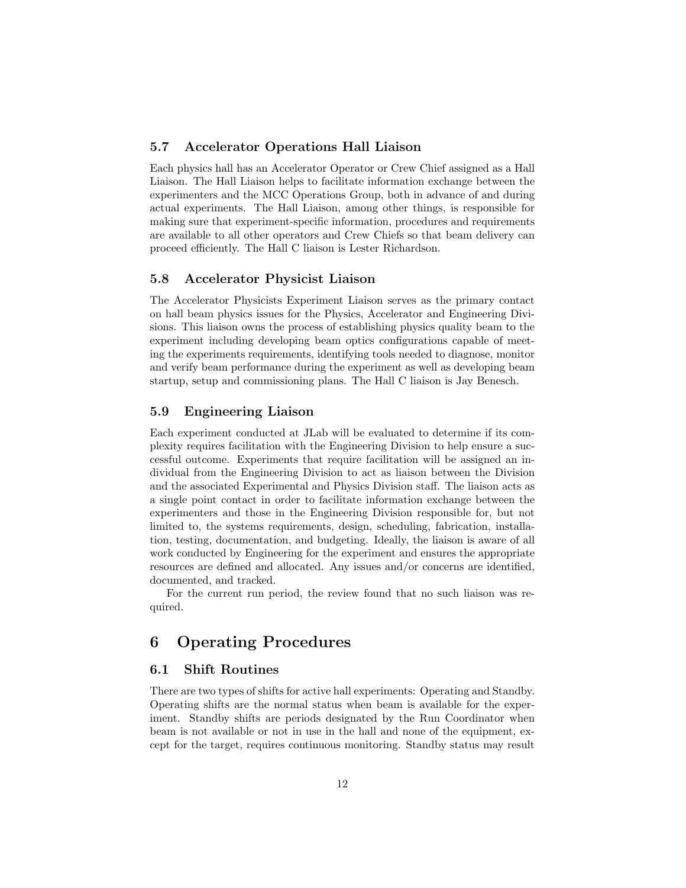### 5.7 Accelerator Operations Hall Liaison

Each physics hall has an Accelerator Operator or Crew Chief assigned as a Hall Liaison. The Hall Liaison helps to facilitate information exchange between the experimenters and the MCC Operations Group, both in advance of and during actual experiments. The Hall Liaison, among other things, is responsible for making sure that experiment-specific information, procedures and requirements are available to all other operators and Crew Chiefs so that beam delivery can proceed efficiently. The Hall C liaison is Lester Richardson.

### 5.8 Accelerator Physicist Liaison

The Accelerator Physicists Experiment Liaison serves as the primary contact on hall beam physics issues for the Physics, Accelerator and Engineering Divisions. This liaison owns the process of establishing physics quality beam to the experiment including developing beam optics configurations capable of meeting the experiments requirements, identifying tools needed to diagnose, monitor and verify beam performance during the experiment as well as developing beam startup, setup and commissioning plans. The Hall C liaison is Jay Benesch.

### 5.9 Engineering Liaison

Each experiment conducted at JLab will be evaluated to determine if its complexity requires facilitation with the Engineering Division to help ensure a successful outcome. Experiments that require facilitation will be assigned an individual from the Engineering Division to act as liaison between the Division and the associated Experimental and Physics Division staff. The liaison acts as a single point contact in order to facilitate information exchange between the experimenters and those in the Engineering Division responsible for, but not limited to, the systems requirements, design, scheduling, fabrication, installation, testing, documentation, and budgeting. Ideally, the liaison is aware of all work conducted by Engineering for the experiment and ensures the appropriate resources are defined and allocated. Any issues and/or concerns are identified, documented, and tracked.

For the current run period, the review found that no such liaison was required.

## 6 Operating Procedures

### 6.1 Shift Routines

There are two types of shifts for active hall experiments: Operating and Standby. Operating shifts are the normal status when beam is available for the experiment. Standby shifts are periods designated by the Run Coordinator when beam is not available or not in use in the hall and none of the equipment, except for the target, requires continuous monitoring. Standby status may result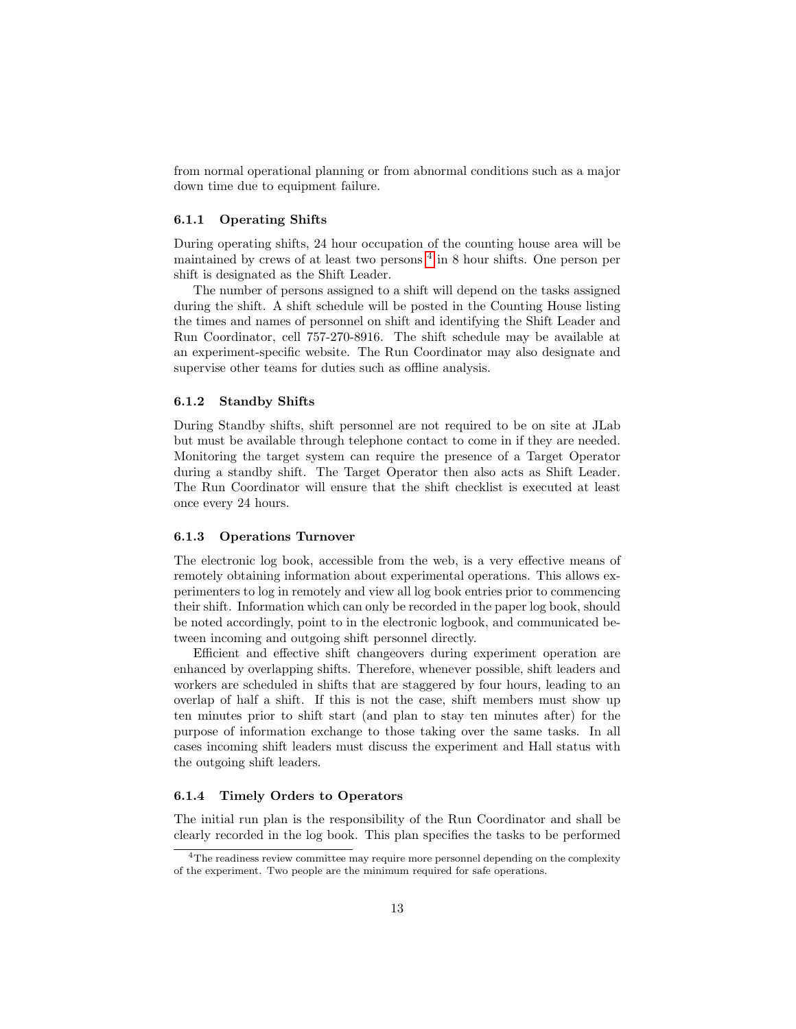from normal operational planning or from abnormal conditions such as a major down time due to equipment failure.

### 6.1.1 Operating Shifts

During operating shifts, 24 hour occupation of the counting house area will be maintained by crews of at least two persons [4] in 8 hour shifts. One person per shift is designated as the Shift Leader.

The number of persons assigned to a shift will depend on the tasks assigned during the shift. A shift schedule will be posted in the Counting House listing the times and names of personnel on shift and identifying the Shift Leader and Run Coordinator, cell 757-270-8916. The shift schedule may be available at an experiment-specific website. The Run Coordinator may also designate and supervise other teams for duties such as offline analysis.

### 6.1.2 Standby Shifts

During Standby shifts, shift personnel are not required to be on site at JLab but must be available through telephone contact to come in if they are needed. Monitoring the target system can require the presence of a Target Operator during a standby shift. The Target Operator then also acts as Shift Leader. The Run Coordinator will ensure that the shift checklist is executed at least once every 24 hours.

### 6.1.3 Operations Turnover

The electronic log book, accessible from the web, is a very effective means of remotely obtaining information about experimental operations. This allows experimenters to log in remotely and view all log book entries prior to commencing their shift. Information which can only be recorded in the paper log book, should be noted accordingly, point to in the electronic logbook, and communicated between incoming and outgoing shift personnel directly.

Efficient and effective shift changeovers during experiment operation are enhanced by overlapping shifts. Therefore, whenever possible, shift leaders and workers are scheduled in shifts that are staggered by four hours, leading to an overlap of half a shift. If this is not the case, shift members must show up ten minutes prior to shift start (and plan to stay ten minutes after) for the purpose of information exchange to those taking over the same tasks. In all cases incoming shift leaders must discuss the experiment and Hall status with the outgoing shift leaders.

### 6.1.4 Timely Orders to Operators

The initial run plan is the responsibility of the Run Coordinator and shall be clearly recorded in the log book. This plan specifies the tasks to be performed

[4] The readiness review committee may require more personnel depending on the complexity of the experiment. Two people are the minimum required for safe operations.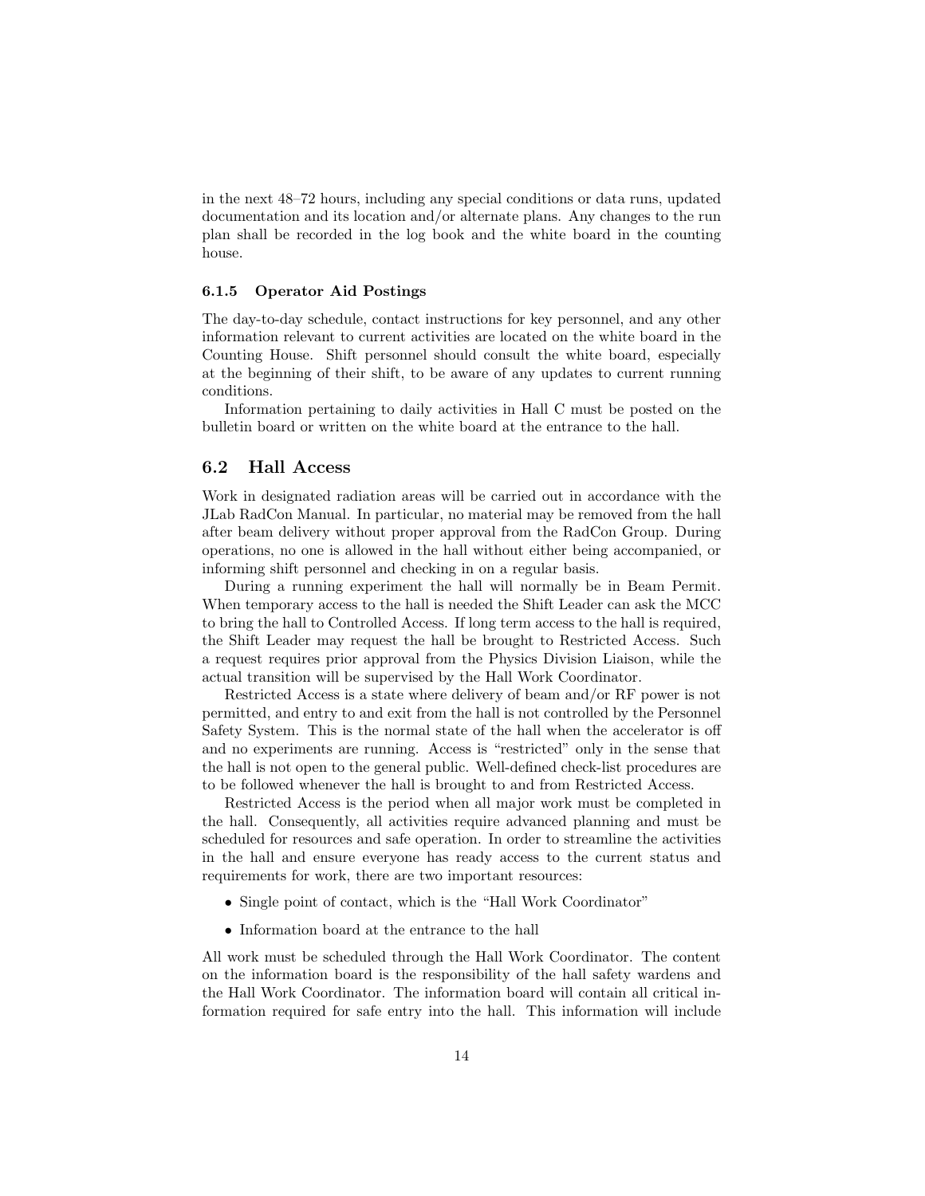in the next 48–72 hours, including any special conditions or data runs, updated documentation and its location and/or alternate plans. Any changes to the run plan shall be recorded in the log book and the white board in the counting house.

### 6.1.5 Operator Aid Postings

The day-to-day schedule, contact instructions for key personnel, and any other information relevant to current activities are located on the white board in the Counting House. Shift personnel should consult the white board, especially at the beginning of their shift, to be aware of any updates to current running conditions.

Information pertaining to daily activities in Hall C must be posted on the bulletin board or written on the white board at the entrance to the hall.

## 6.2 Hall Access

Work in designated radiation areas will be carried out in accordance with the JLab RadCon Manual. In particular, no material may be removed from the hall after beam delivery without proper approval from the RadCon Group. During operations, no one is allowed in the hall without either being accompanied, or informing shift personnel and checking in on a regular basis.

During a running experiment the hall will normally be in Beam Permit. When temporary access to the hall is needed the Shift Leader can ask the MCC to bring the hall to Controlled Access. If long term access to the hall is required, the Shift Leader may request the hall be brought to Restricted Access. Such a request requires prior approval from the Physics Division Liaison, while the actual transition will be supervised by the Hall Work Coordinator.

Restricted Access is a state where delivery of beam and/or RF power is not permitted, and entry to and exit from the hall is not controlled by the Personnel Safety System. This is the normal state of the hall when the accelerator is off and no experiments are running. Access is "restricted" only in the sense that the hall is not open to the general public. Well-defined check-list procedures are to be followed whenever the hall is brought to and from Restricted Access.

Restricted Access is the period when all major work must be completed in the hall. Consequently, all activities require advanced planning and must be scheduled for resources and safe operation. In order to streamline the activities in the hall and ensure everyone has ready access to the current status and requirements for work, there are two important resources:

- Single point of contact, which is the "Hall Work Coordinator"
- Information board at the entrance to the hall

All work must be scheduled through the Hall Work Coordinator. The content on the information board is the responsibility of the hall safety wardens and the Hall Work Coordinator. The information board will contain all critical information required for safe entry into the hall. This information will include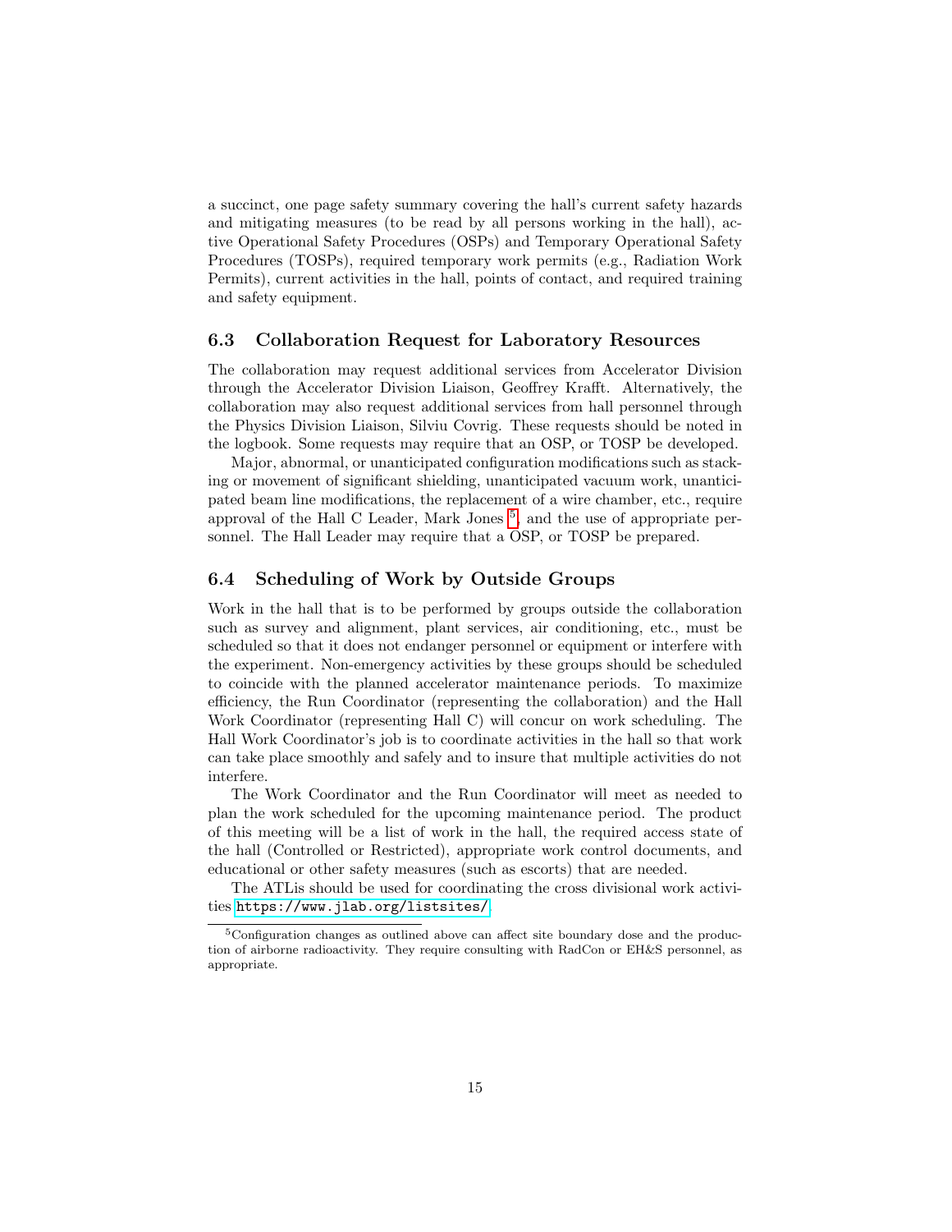a succinct, one page safety summary covering the hall's current safety hazards and mitigating measures (to be read by all persons working in the hall), active Operational Safety Procedures (OSPs) and Temporary Operational Safety Procedures (TOSPs), required temporary work permits (e.g., Radiation Work Permits), current activities in the hall, points of contact, and required training and safety equipment.

### 6.3 Collaboration Request for Laboratory Resources

The collaboration may request additional services from Accelerator Division through the Accelerator Division Liaison, Geoffrey Krafft. Alternatively, the collaboration may also request additional services from hall personnel through the Physics Division Liaison, Silviu Covrig. These requests should be noted in the logbook. Some requests may require that an OSP, or TOSP be developed.

Major, abnormal, or unanticipated configuration modifications such as stacking or movement of significant shielding, unanticipated vacuum work, unanticipated beam line modifications, the replacement of a wire chamber, etc., require approval of the Hall C Leader, Mark Jones [5], and the use of appropriate personnel. The Hall Leader may require that a OSP, or TOSP be prepared.

### 6.4 Scheduling of Work by Outside Groups

Work in the hall that is to be performed by groups outside the collaboration such as survey and alignment, plant services, air conditioning, etc., must be scheduled so that it does not endanger personnel or equipment or interfere with the experiment. Non-emergency activities by these groups should be scheduled to coincide with the planned accelerator maintenance periods. To maximize efficiency, the Run Coordinator (representing the collaboration) and the Hall Work Coordinator (representing Hall C) will concur on work scheduling. The Hall Work Coordinator's job is to coordinate activities in the hall so that work can take place smoothly and safely and to insure that multiple activities do not interfere.

The Work Coordinator and the Run Coordinator will meet as needed to plan the work scheduled for the upcoming maintenance period. The product of this meeting will be a list of work in the hall, the required access state of the hall (Controlled or Restricted), appropriate work control documents, and educational or other safety measures (such as escorts) that are needed.

The ATLis should be used for coordinating the cross divisional work activities `https://www.jlab.org/listsites/`.

---

[5] Configuration changes as outlined above can affect site boundary dose and the production of airborne radioactivity. They require consulting with RadCon or EH&S personnel, as appropriate.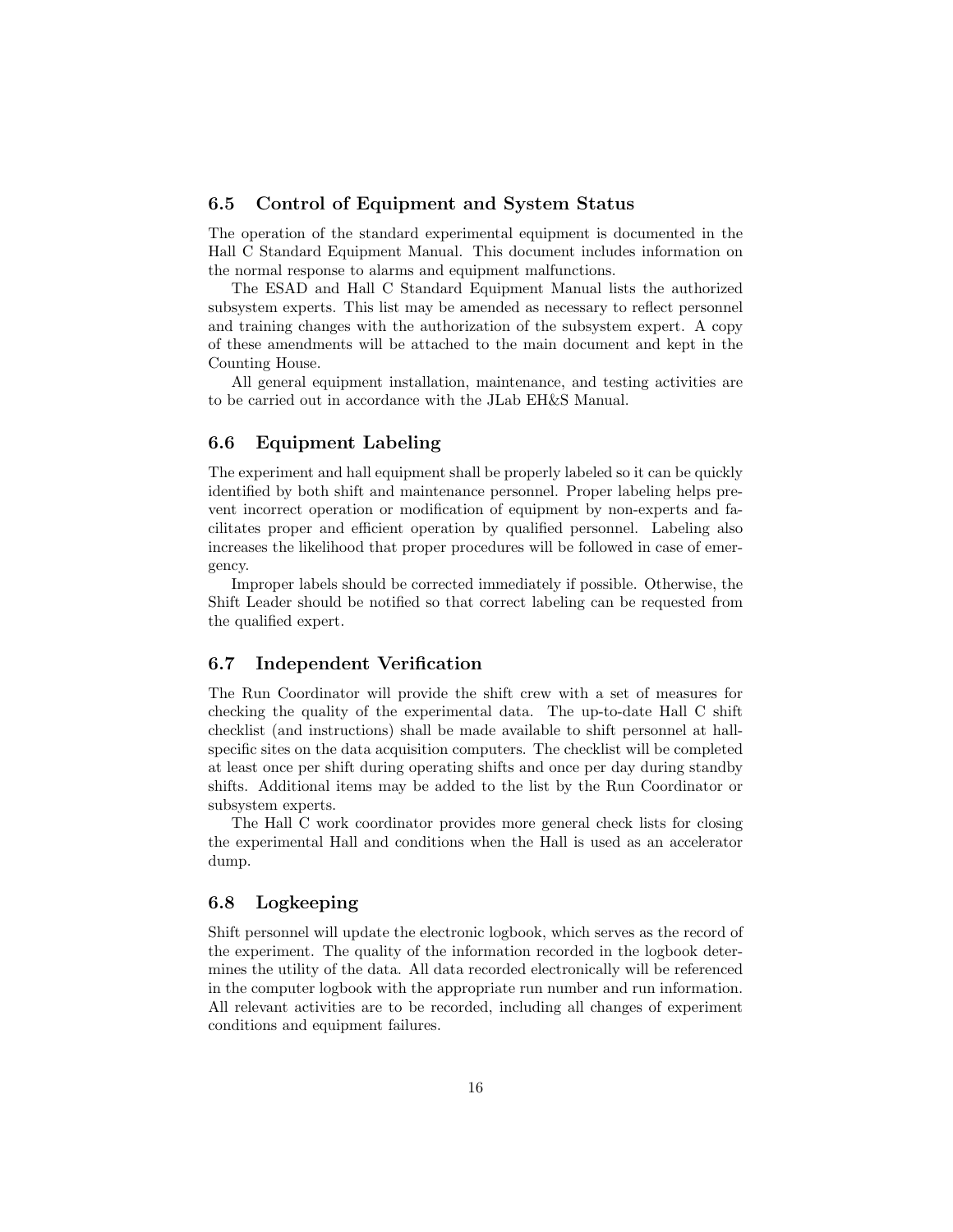### 6.5 Control of Equipment and System Status

The operation of the standard experimental equipment is documented in the Hall C Standard Equipment Manual. This document includes information on the normal response to alarms and equipment malfunctions.

The ESAD and Hall C Standard Equipment Manual lists the authorized subsystem experts. This list may be amended as necessary to reflect personnel and training changes with the authorization of the subsystem expert. A copy of these amendments will be attached to the main document and kept in the Counting House.

All general equipment installation, maintenance, and testing activities are to be carried out in accordance with the JLab EH&S Manual.

### 6.6 Equipment Labeling

The experiment and hall equipment shall be properly labeled so it can be quickly identified by both shift and maintenance personnel. Proper labeling helps prevent incorrect operation or modification of equipment by non-experts and facilitates proper and efficient operation by qualified personnel. Labeling also increases the likelihood that proper procedures will be followed in case of emergency.

Improper labels should be corrected immediately if possible. Otherwise, the Shift Leader should be notified so that correct labeling can be requested from the qualified expert.

### 6.7 Independent Verification

The Run Coordinator will provide the shift crew with a set of measures for checking the quality of the experimental data. The up-to-date Hall C shift checklist (and instructions) shall be made available to shift personnel at hall-specific sites on the data acquisition computers. The checklist will be completed at least once per shift during operating shifts and once per day during standby shifts. Additional items may be added to the list by the Run Coordinator or subsystem experts.

The Hall C work coordinator provides more general check lists for closing the experimental Hall and conditions when the Hall is used as an accelerator dump.

### 6.8 Logkeeping

Shift personnel will update the electronic logbook, which serves as the record of the experiment. The quality of the information recorded in the logbook determines the utility of the data. All data recorded electronically will be referenced in the computer logbook with the appropriate run number and run information. All relevant activities are to be recorded, including all changes of experiment conditions and equipment failures.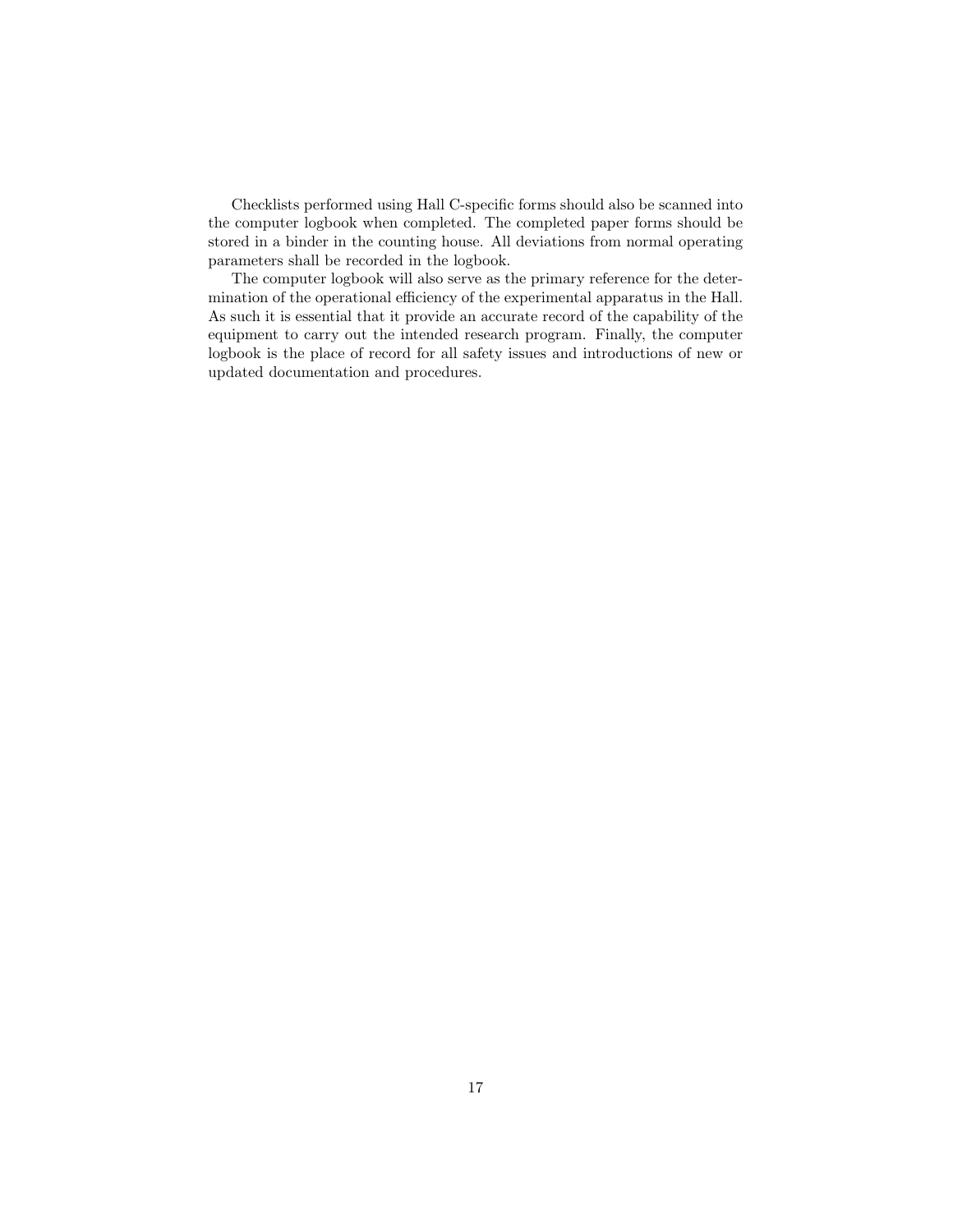Checklists performed using Hall C-specific forms should also be scanned into the computer logbook when completed. The completed paper forms should be stored in a binder in the counting house. All deviations from normal operating parameters shall be recorded in the logbook.

The computer logbook will also serve as the primary reference for the determination of the operational efficiency of the experimental apparatus in the Hall. As such it is essential that it provide an accurate record of the capability of the equipment to carry out the intended research program. Finally, the computer logbook is the place of record for all safety issues and introductions of new or updated documentation and procedures.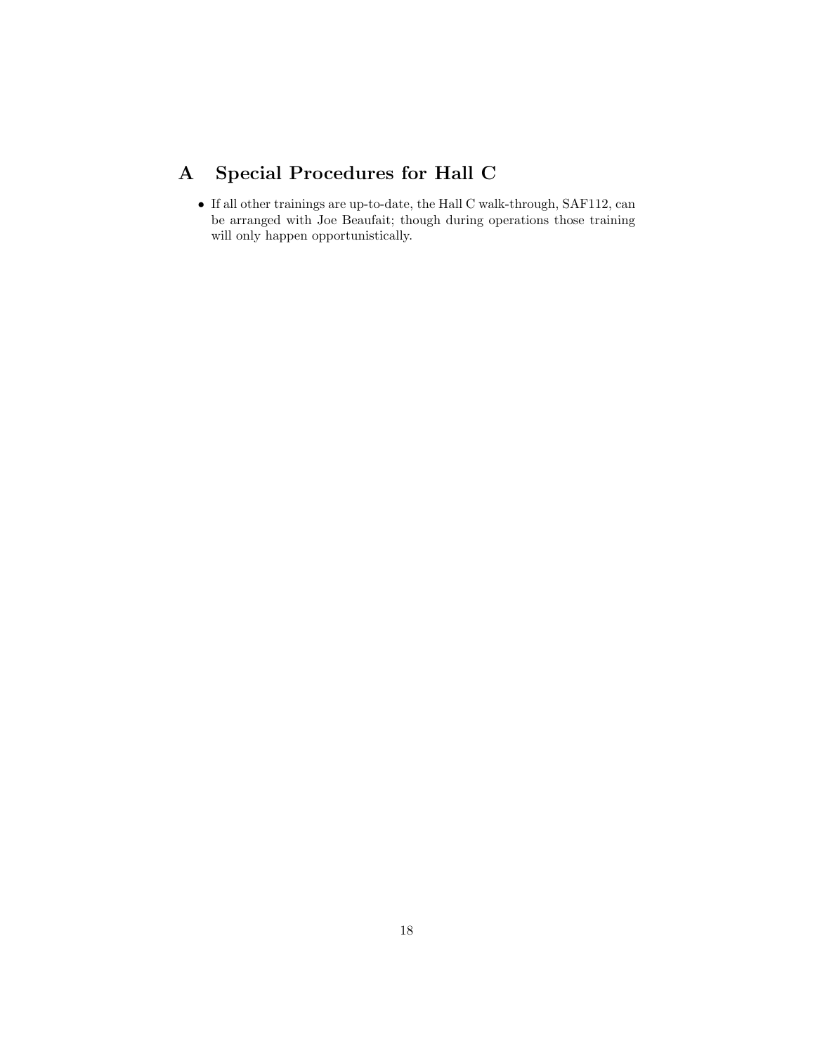# A Special Procedures for Hall C

- If all other trainings are up-to-date, the Hall C walk-through, SAF112, can be arranged with Joe Beaufait; though during operations those training will only happen opportunistically.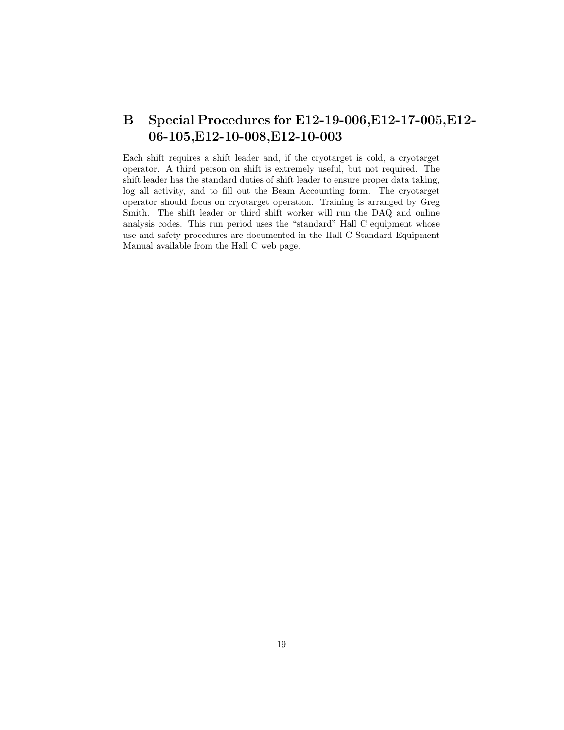## B Special Procedures for E12-19-006,E12-17-005,E12-06-105,E12-10-008,E12-10-003

Each shift requires a shift leader and, if the cryotarget is cold, a cryotarget operator. A third person on shift is extremely useful, but not required. The shift leader has the standard duties of shift leader to ensure proper data taking, log all activity, and to fill out the Beam Accounting form. The cryotarget operator should focus on cryotarget operation. Training is arranged by Greg Smith. The shift leader or third shift worker will run the DAQ and online analysis codes. This run period uses the "standard" Hall C equipment whose use and safety procedures are documented in the Hall C Standard Equipment Manual available from the Hall C web page.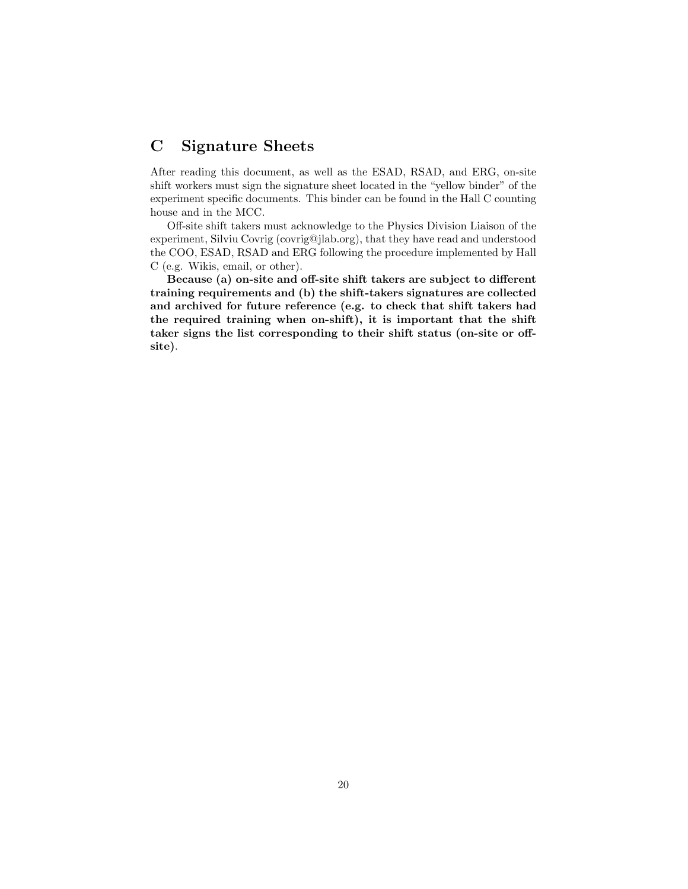# C Signature Sheets

After reading this document, as well as the ESAD, RSAD, and ERG, on-site shift workers must sign the signature sheet located in the "yellow binder" of the experiment specific documents. This binder can be found in the Hall C counting house and in the MCC.

Off-site shift takers must acknowledge to the Physics Division Liaison of the experiment, Silviu Covrig (covrig@jlab.org), that they have read and understood the COO, ESAD, RSAD and ERG following the procedure implemented by Hall C (e.g. Wikis, email, or other).

**Because (a) on-site and off-site shift takers are subject to different training requirements and (b) the shift-takers signatures are collected and archived for future reference (e.g. to check that shift takers had the required training when on-shift), it is important that the shift taker signs the list corresponding to their shift status (on-site or off-site)**.